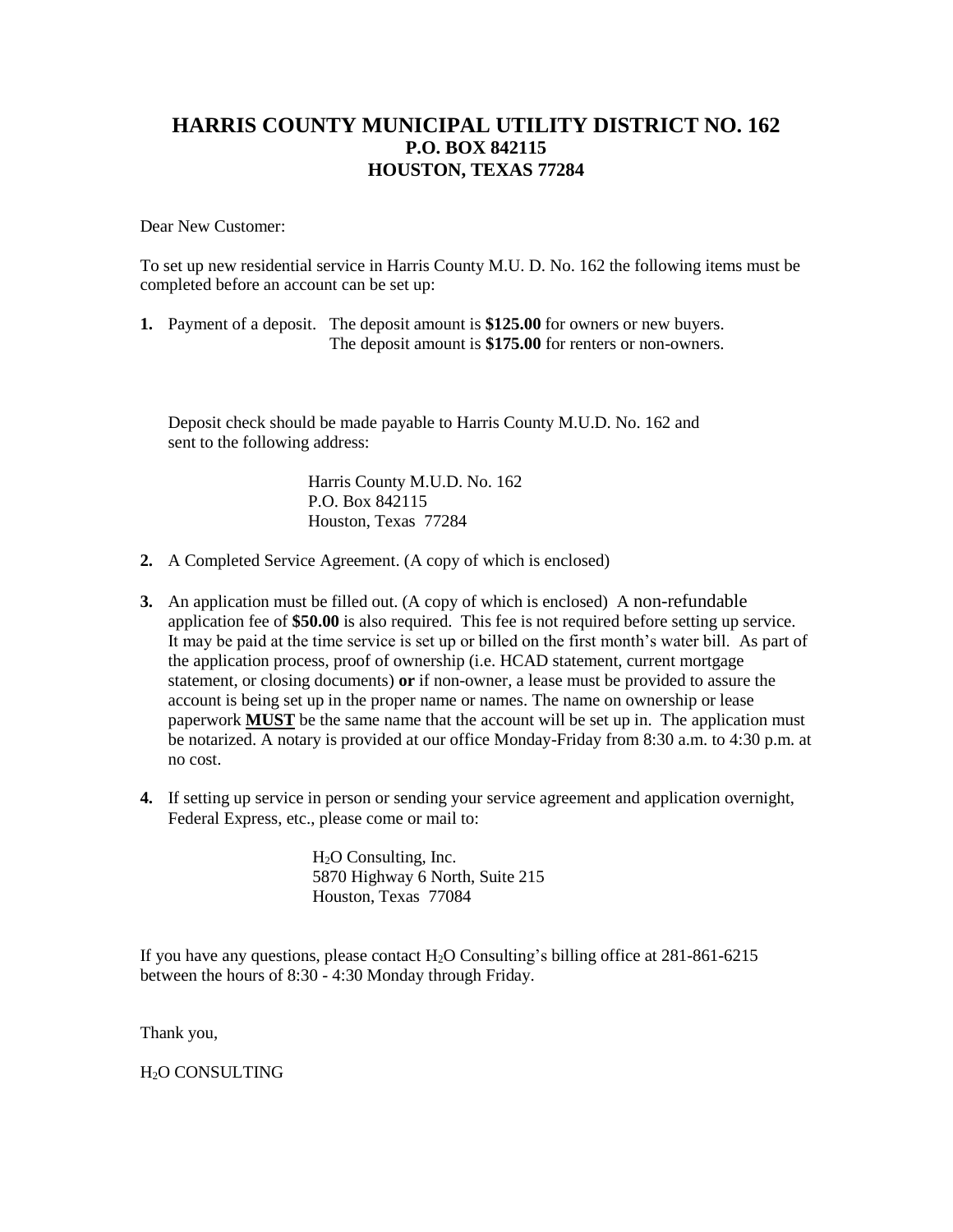# HARRIS COUNTY MUNICIPAL UTILITY DISTRICT NO. 162
## P.O. BOX 842115
## HOUSTON, TEXAS 77284

Dear New Customer:

To set up new residential service in Harris County M.U. D. No. 162 the following items must be completed before an account can be set up:

1. Payment of a deposit. The deposit amount is **$125.00** for owners or new buyers.
   The deposit amount is **$175.00** for renters or non-owners.

   Deposit check should be made payable to Harris County M.U.D. No. 162 and sent to the following address:

   Harris County M.U.D. No. 162
   P.O. Box 842115
   Houston, Texas 77284

2. A Completed Service Agreement. (A copy of which is enclosed)

3. An application must be filled out. (A copy of which is enclosed) A non-refundable application fee of **$50.00** is also required. This fee is not required before setting up service. It may be paid at the time service is set up or billed on the first month's water bill. As part of the application process, proof of ownership (i.e. HCAD statement, current mortgage statement, or closing documents) **or** if non-owner, a lease must be provided to assure the account is being set up in the proper name or names. The name on ownership or lease paperwork **MUST** be the same name that the account will be set up in. The application must be notarized. A notary is provided at our office Monday-Friday from 8:30 a.m. to 4:30 p.m. at no cost.

4. If setting up service in person or sending your service agreement and application overnight, Federal Express, etc., please come or mail to:

   $H_2O$ Consulting, Inc.
   5870 Highway 6 North, Suite 215
   Houston, Texas 77084

If you have any questions, please contact $H_2O$ Consulting's billing office at 281-861-6215 between the hours of 8:30 - 4:30 Monday through Friday.

Thank you,

$H_2O$ CONSULTING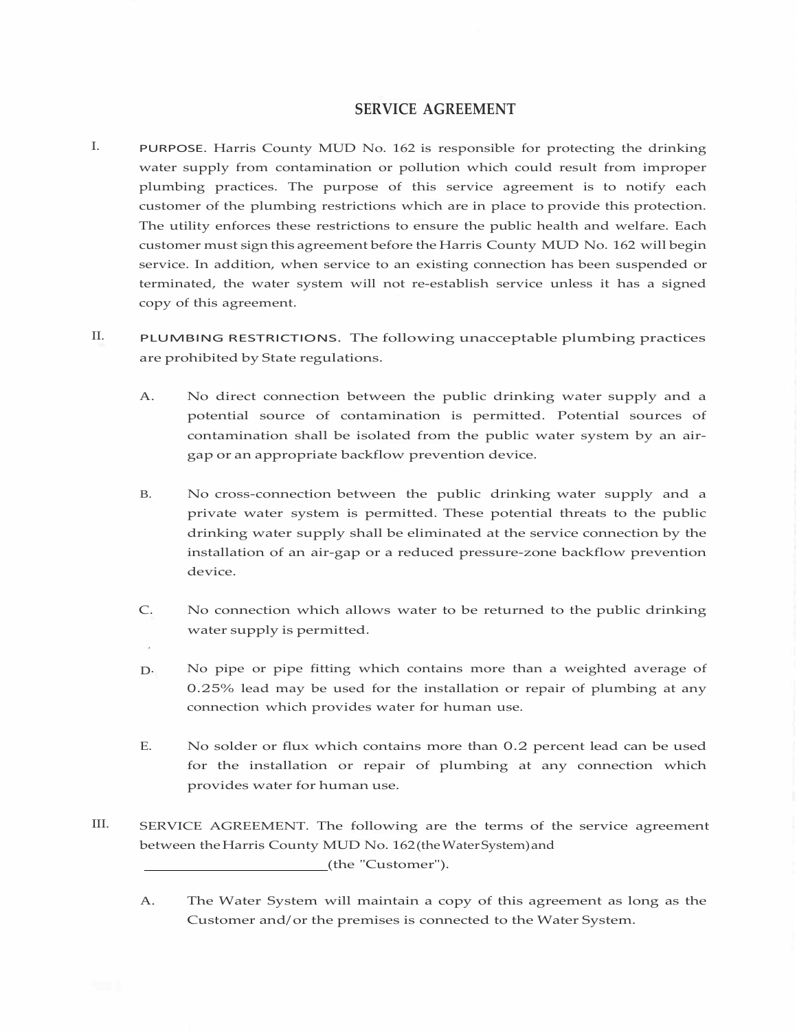# SERVICE AGREEMENT

I. PURPOSE. Harris County MUD No. 162 is responsible for protecting the drinking water supply from contamination or pollution which could result from improper plumbing practices. The purpose of this service agreement is to notify each customer of the plumbing restrictions which are in place to provide this protection. The utility enforces these restrictions to ensure the public health and welfare. Each customer must sign this agreement before the Harris County MUD No. 162 will begin service. In addition, when service to an existing connection has been suspended or terminated, the water system will not re-establish service unless it has a signed copy of this agreement.

II. PLUMBING RESTRICTIONS. The following unacceptable plumbing practices are prohibited by State regulations.

A. No direct connection between the public drinking water supply and a potential source of contamination is permitted. Potential sources of contamination shall be isolated from the public water system by an air-gap or an appropriate backflow prevention device.

B. No cross-connection between the public drinking water supply and a private water system is permitted. These potential threats to the public drinking water supply shall be eliminated at the service connection by the installation of an air-gap or a reduced pressure-zone backflow prevention device.

C. No connection which allows water to be returned to the public drinking water supply is permitted.

D. No pipe or pipe fitting which contains more than a weighted average of 0.25% lead may be used for the installation or repair of plumbing at any connection which provides water for human use.

E. No solder or flux which contains more than 0.2 percent lead can be used for the installation or repair of plumbing at any connection which provides water for human use.

III. SERVICE AGREEMENT. The following are the terms of the service agreement between the Harris County MUD No. 162 (the Water System) and \_\_\_\_\_\_\_\_\_\_\_\_\_\_\_\_\_\_\_\_\_\_\_\_\_\_ (the "Customer").

A. The Water System will maintain a copy of this agreement as long as the Customer and/or the premises is connected to the Water System.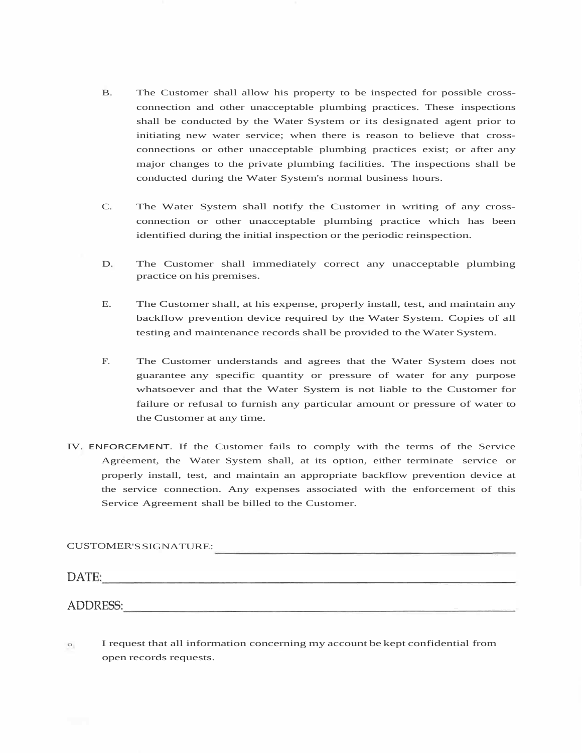B. The Customer shall allow his property to be inspected for possible cross-connection and other unacceptable plumbing practices. These inspections shall be conducted by the Water System or its designated agent prior to initiating new water service; when there is reason to believe that cross-connections or other unacceptable plumbing practices exist; or after any major changes to the private plumbing facilities. The inspections shall be conducted during the Water System's normal business hours.

C. The Water System shall notify the Customer in writing of any cross-connection or other unacceptable plumbing practice which has been identified during the initial inspection or the periodic reinspection.

D. The Customer shall immediately correct any unacceptable plumbing practice on his premises.

E. The Customer shall, at his expense, properly install, test, and maintain any backflow prevention device required by the Water System. Copies of all testing and maintenance records shall be provided to the Water System.

F. The Customer understands and agrees that the Water System does not guarantee any specific quantity or pressure of water for any purpose whatsoever and that the Water System is not liable to the Customer for failure or refusal to furnish any particular amount or pressure of water to the Customer at any time.

IV. ENFORCEMENT. If the Customer fails to comply with the terms of the Service Agreement, the Water System shall, at its option, either terminate service or properly install, test, and maintain an appropriate backflow prevention device at the service connection. Any expenses associated with the enforcement of this Service Agreement shall be billed to the Customer.

CUSTOMER'S SIGNATURE: ______________________________

DATE: ______________________________

ADDRESS: ______________________________

○ I request that all information concerning my account be kept confidential from open records requests.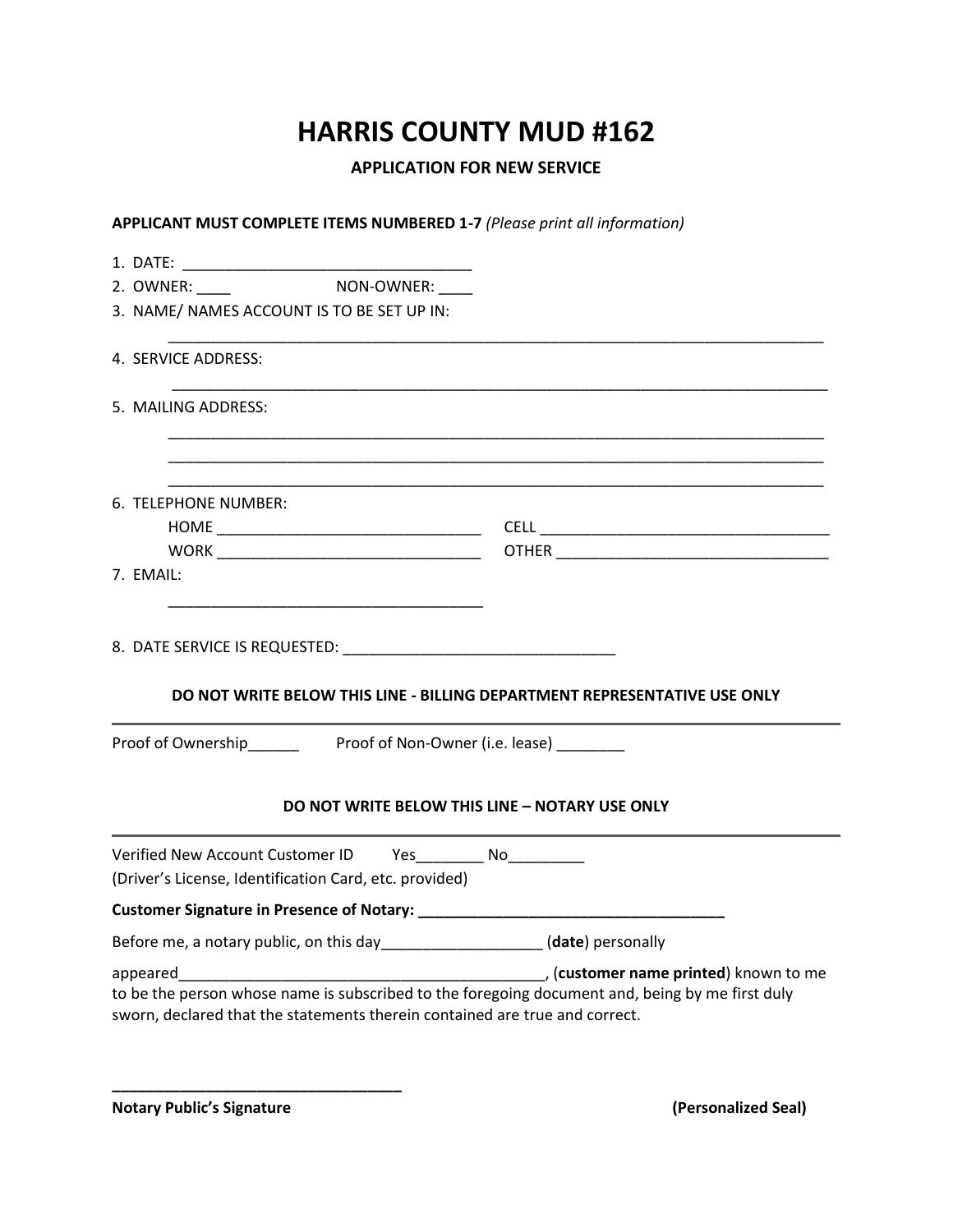# HARRIS COUNTY MUD #162

## APPLICATION FOR NEW SERVICE

**APPLICANT MUST COMPLETE ITEMS NUMBERED 1-7** *(Please print all information)*

1. DATE: ___________________________________
2. OWNER: ____ NON-OWNER: ____
3. NAME/ NAMES ACCOUNT IS TO BE SET UP IN:

   ________________________________________________________________________________
4. SERVICE ADDRESS:

   ________________________________________________________________________________
5. MAILING ADDRESS:

   ________________________________________________________________________________
   ________________________________________________________________________________
   ________________________________________________________________________________
6. TELEPHONE NUMBER:

   HOME _______________________________ CELL ___________________________________

   WORK _______________________________ OTHER _________________________________
7. EMAIL:

   ______________________________________

8. DATE SERVICE IS REQUESTED: _________________________________

**DO NOT WRITE BELOW THIS LINE - BILLING DEPARTMENT REPRESENTATIVE USE ONLY**

---

Proof of Ownership______ Proof of Non-Owner (i.e. lease) ________

**DO NOT WRITE BELOW THIS LINE – NOTARY USE ONLY**

---

Verified New Account Customer ID Yes________ No_________
(Driver's License, Identification Card, etc. provided)

**Customer Signature in Presence of Notary: _____________________________________**

Before me, a notary public, on this day___________________ (**date**) personally

appeared_____________________________________________, (**customer name printed**) known to me to be the person whose name is subscribed to the foregoing document and, being by me first duly sworn, declared that the statements therein contained are true and correct.

**___________________________________**

**Notary Public's Signature** **(Personalized Seal)**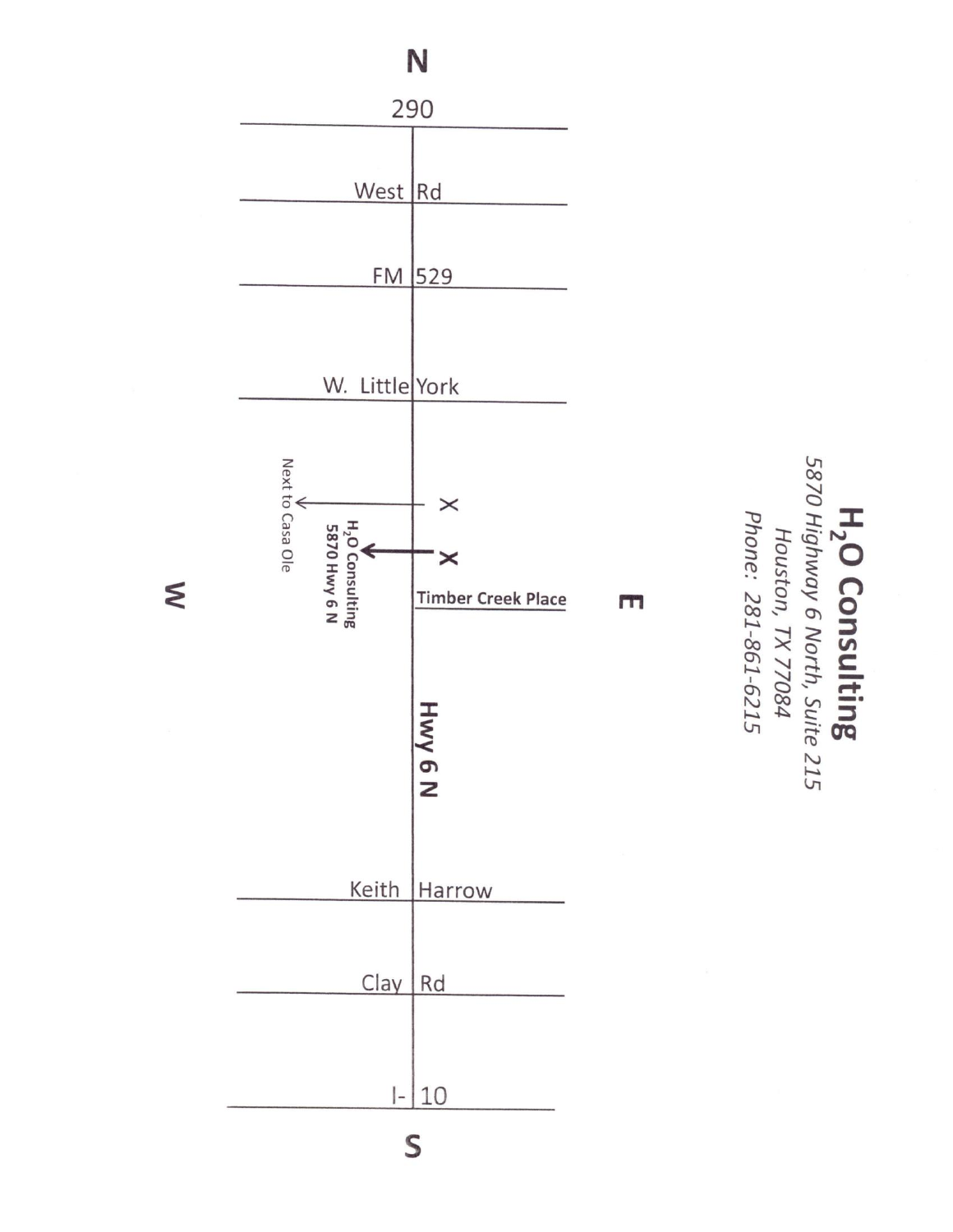# $H_2O$ Consulting

*5870 Highway 6 North, Suite 215*
*Houston, TX 77084*
*Phone: 281-861-6215*

N

290

West Rd

FM 529

W. Little York

X

Next to Casa Ole

X

**$H_2O$ Consulting**
**5870 Hwy 6 N**

**Timber Creek Place**

W

E

**Hwy 6 N**

Keith Harrow

Clay Rd

I-10

S